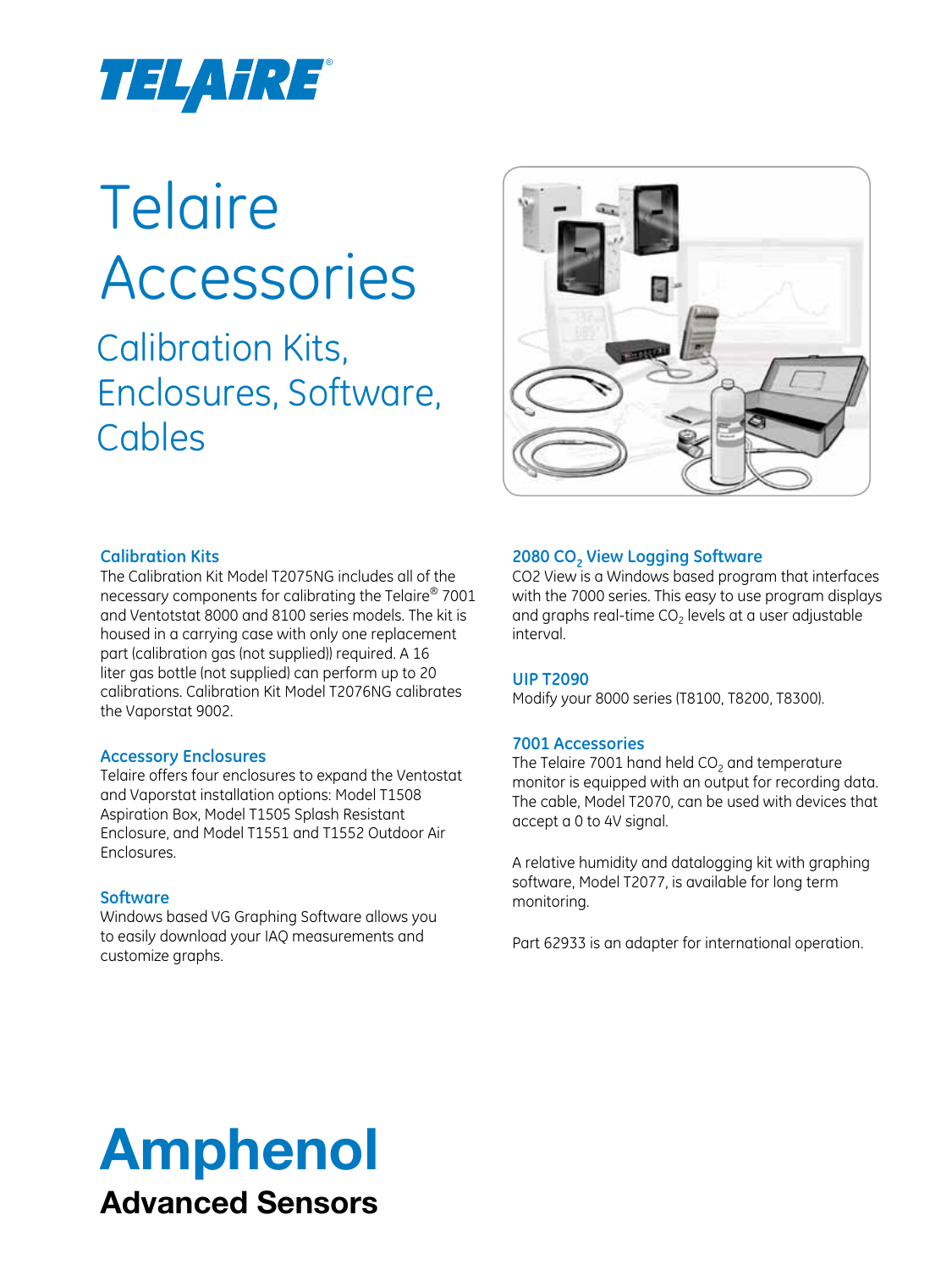TELAIRE®

# Telaire Accessories

## Calibration Kits, Enclosures, Software, Cables

### Calibration Kits

The Calibration Kit Model T2075NG includes all of the necessary components for calibrating the Telaire® 7001 and Ventotstat 8000 and 8100 series models. The kit is housed in a carrying case with only one replacement part (calibration gas (not supplied)) required. A 16 liter gas bottle (not supplied) can perform up to 20 calibrations. Calibration Kit Model T2076NG calibrates the Vaporstat 9002.

### Accessory Enclosures

Telaire offers four enclosures to expand the Ventostat and Vaporstat installation options: Model T1508 Aspiration Box, Model T1505 Splash Resistant Enclosure, and Model T1551 and T1552 Outdoor Air Enclosures.

### Software

Windows based VG Graphing Software allows you to easily download your IAQ measurements and customize graphs.

### 2080 $CO_2$ View Logging Software

CO2 View is a Windows based program that interfaces with the 7000 series. This easy to use program displays and graphs real-time $CO_2$ levels at a user adjustable interval.

### UIP T2090

Modify your 8000 series (T8100, T8200, T8300).

### 7001 Accessories

The Telaire 7001 hand held $CO_2$ and temperature monitor is equipped with an output for recording data. The cable, Model T2070, can be used with devices that accept a 0 to 4V signal.

A relative humidity and datalogging kit with graphing software, Model T2077, is available for long term monitoring.

Part 62933 is an adapter for international operation.

**Amphenol**
**Advanced Sensors**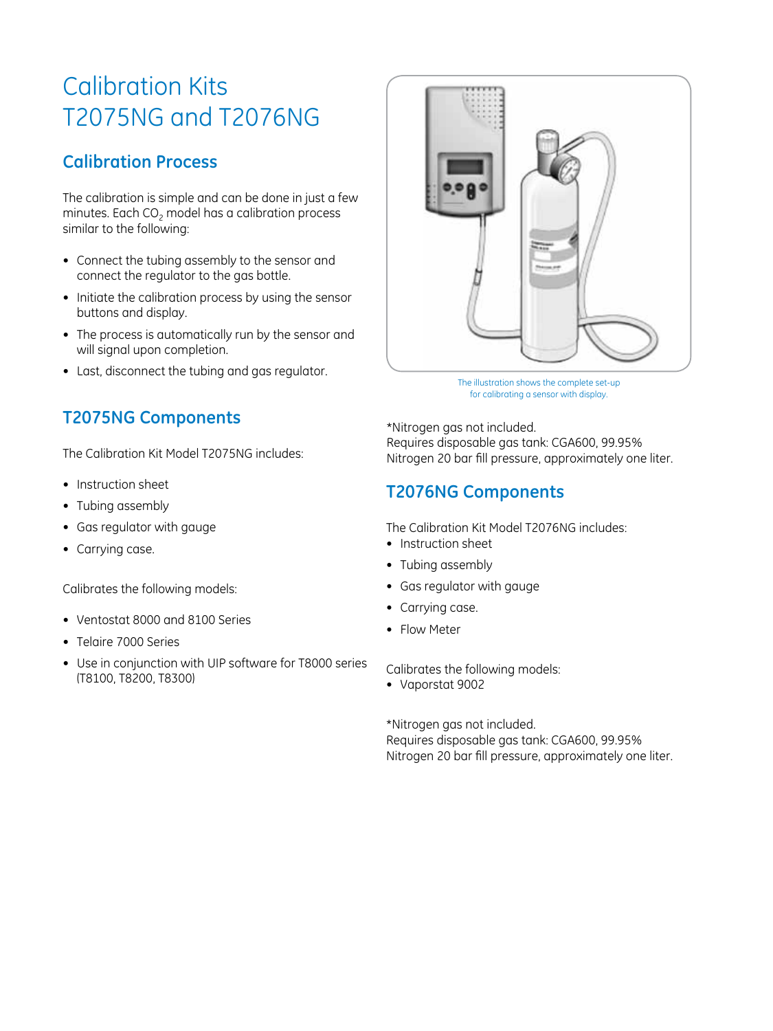# Calibration Kits
# T2075NG and T2076NG

## Calibration Process

The calibration is simple and can be done in just a few minutes. Each $CO_2$ model has a calibration process similar to the following:

- Connect the tubing assembly to the sensor and connect the regulator to the gas bottle.
- Initiate the calibration process by using the sensor buttons and display.
- The process is automatically run by the sensor and will signal upon completion.
- Last, disconnect the tubing and gas regulator.

## T2075NG Components

The Calibration Kit Model T2075NG includes:

- Instruction sheet
- Tubing assembly
- Gas regulator with gauge
- Carrying case.

Calibrates the following models:

- Ventostat 8000 and 8100 Series
- Telaire 7000 Series
- Use in conjunction with UIP software for T8000 series (T8100, T8200, T8300)

The illustration shows the complete set-up for calibrating a sensor with display.

*Nitrogen gas not included.
Requires disposable gas tank: CGA600, 99.95% Nitrogen 20 bar fill pressure, approximately one liter.

## T2076NG Components

The Calibration Kit Model T2076NG includes:

- Instruction sheet
- Tubing assembly
- Gas regulator with gauge
- Carrying case.
- Flow Meter

Calibrates the following models:

- Vaporstat 9002

*Nitrogen gas not included.
Requires disposable gas tank: CGA600, 99.95% Nitrogen 20 bar fill pressure, approximately one liter.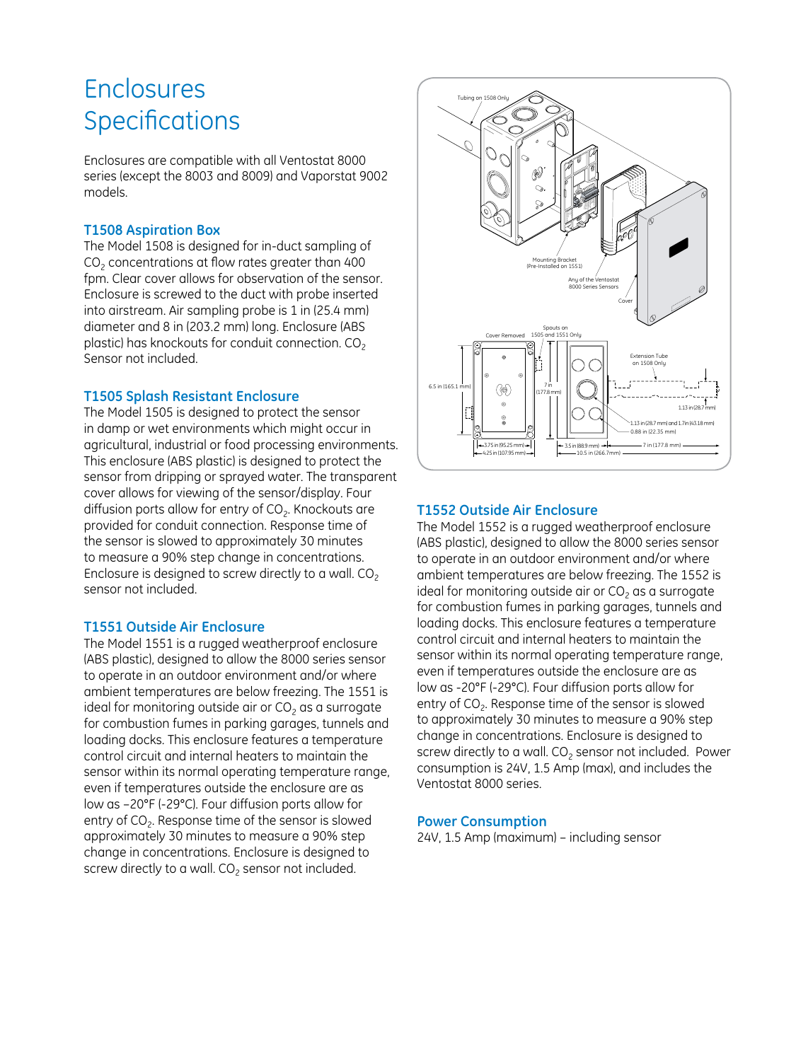# Enclosures Specifications

Enclosures are compatible with all Ventostat 8000 series (except the 8003 and 8009) and Vaporstat 9002 models.

### T1508 Aspiration Box

The Model 1508 is designed for in-duct sampling of $CO_2$ concentrations at flow rates greater than 400 fpm. Clear cover allows for observation of the sensor. Enclosure is screwed to the duct with probe inserted into airstream. Air sampling probe is 1 in (25.4 mm) diameter and 8 in (203.2 mm) long. Enclosure (ABS plastic) has knockouts for conduit connection. $CO_2$ Sensor not included.

### T1505 Splash Resistant Enclosure

The Model 1505 is designed to protect the sensor in damp or wet environments which might occur in agricultural, industrial or food processing environments. This enclosure (ABS plastic) is designed to protect the sensor from dripping or sprayed water. The transparent cover allows for viewing of the sensor/display. Four diffusion ports allow for entry of $CO_2$. Knockouts are provided for conduit connection. Response time of the sensor is slowed to approximately 30 minutes to measure a 90% step change in concentrations. Enclosure is designed to screw directly to a wall. $CO_2$ sensor not included.

### T1551 Outside Air Enclosure

The Model 1551 is a rugged weatherproof enclosure (ABS plastic), designed to allow the 8000 series sensor to operate in an outdoor environment and/or where ambient temperatures are below freezing. The 1551 is ideal for monitoring outside air or $CO_2$ as a surrogate for combustion fumes in parking garages, tunnels and loading docks. This enclosure features a temperature control circuit and internal heaters to maintain the sensor within its normal operating temperature range, even if temperatures outside the enclosure are as low as –20°F (-29°C). Four diffusion ports allow for entry of $CO_2$. Response time of the sensor is slowed approximately 30 minutes to measure a 90% step change in concentrations. Enclosure is designed to screw directly to a wall. $CO_2$ sensor not included.

### T1552 Outside Air Enclosure

The Model 1552 is a rugged weatherproof enclosure (ABS plastic), designed to allow the 8000 series sensor to operate in an outdoor environment and/or where ambient temperatures are below freezing. The 1552 is ideal for monitoring outside air or $CO_2$ as a surrogate for combustion fumes in parking garages, tunnels and loading docks. This enclosure features a temperature control circuit and internal heaters to maintain the sensor within its normal operating temperature range, even if temperatures outside the enclosure are as low as -20°F (-29°C). Four diffusion ports allow for entry of $CO_2$. Response time of the sensor is slowed to approximately 30 minutes to measure a 90% step change in concentrations. Enclosure is designed to screw directly to a wall. $CO_2$ sensor not included. Power consumption is 24V, 1.5 Amp (max), and includes the Ventostat 8000 series.

### Power Consumption

24V, 1.5 Amp (maximum) – including sensor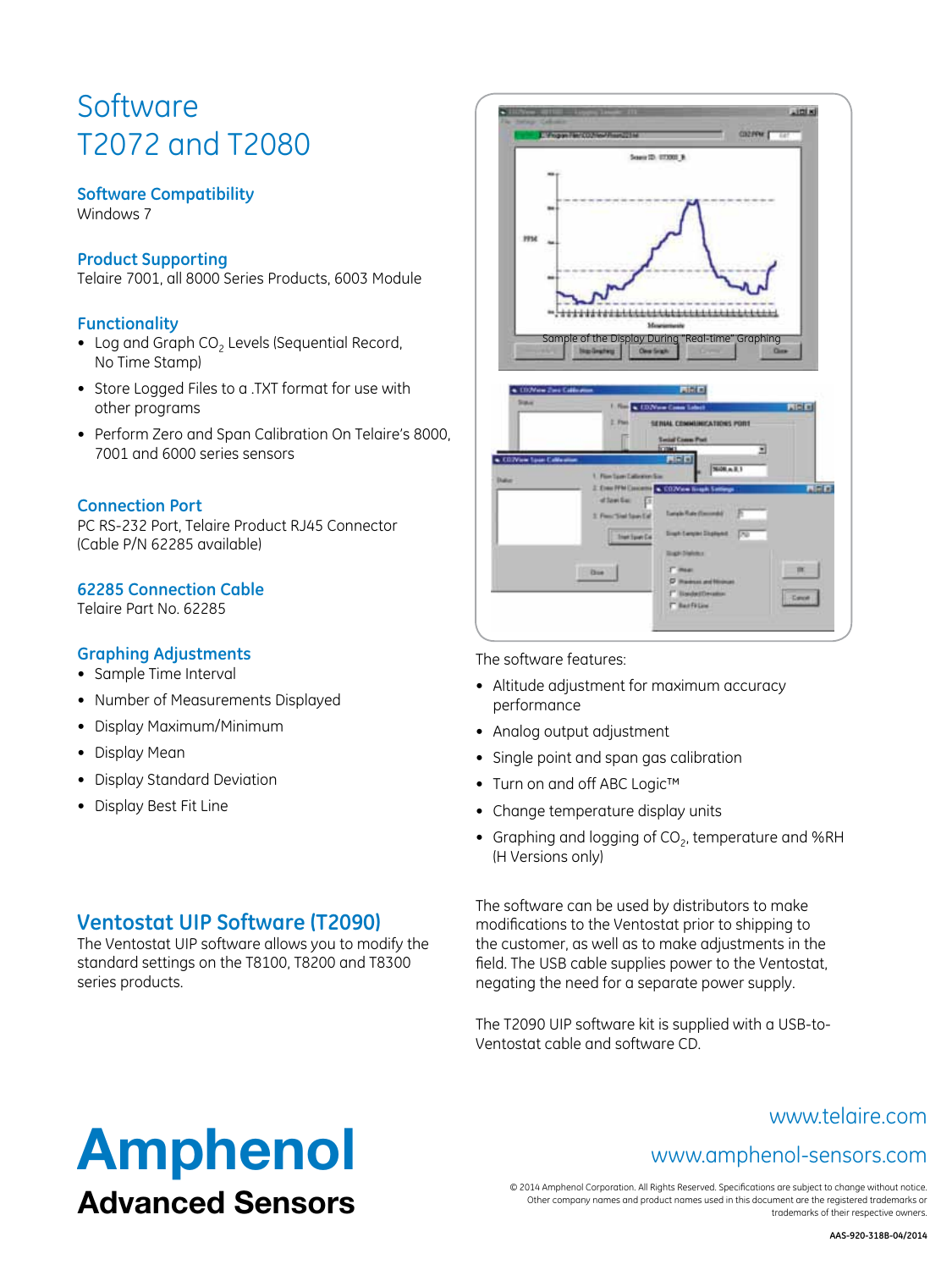# Software
# T2072 and T2080

## Software Compatibility
Windows 7

## Product Supporting
Telaire 7001, all 8000 Series Products, 6003 Module

## Functionality
- Log and Graph $CO_2$ Levels (Sequential Record, No Time Stamp)
- Store Logged Files to a .TXT format for use with other programs
- Perform Zero and Span Calibration On Telaire's 8000, 7001 and 6000 series sensors

## Connection Port
PC RS-232 Port, Telaire Product RJ45 Connector (Cable P/N 62285 available)

## 62285 Connection Cable
Telaire Part No. 62285

## Graphing Adjustments
- Sample Time Interval
- Number of Measurements Displayed
- Display Maximum/Minimum
- Display Mean
- Display Standard Deviation
- Display Best Fit Line

Sample of the Display During "Real-time" Graphing

The software features:

- Altitude adjustment for maximum accuracy performance
- Analog output adjustment
- Single point and span gas calibration
- Turn on and off ABC Logic™
- Change temperature display units
- Graphing and logging of $CO_2$, temperature and %RH (H Versions only)

## Ventostat UIP Software (T2090)
The Ventostat UIP software allows you to modify the standard settings on the T8100, T8200 and T8300 series products.

The software can be used by distributors to make modifications to the Ventostat prior to shipping to the customer, as well as to make adjustments in the field. The USB cable supplies power to the Ventostat, negating the need for a separate power supply.

The T2090 UIP software kit is supplied with a USB-to-Ventostat cable and software CD.

**Amphenol**
**Advanced Sensors**

www.telaire.com

www.amphenol-sensors.com

© 2014 Amphenol Corporation. All Rights Reserved. Specifications are subject to change without notice. Other company names and product names used in this document are the registered trademarks or trademarks of their respective owners.

AAS-920-318B-04/2014